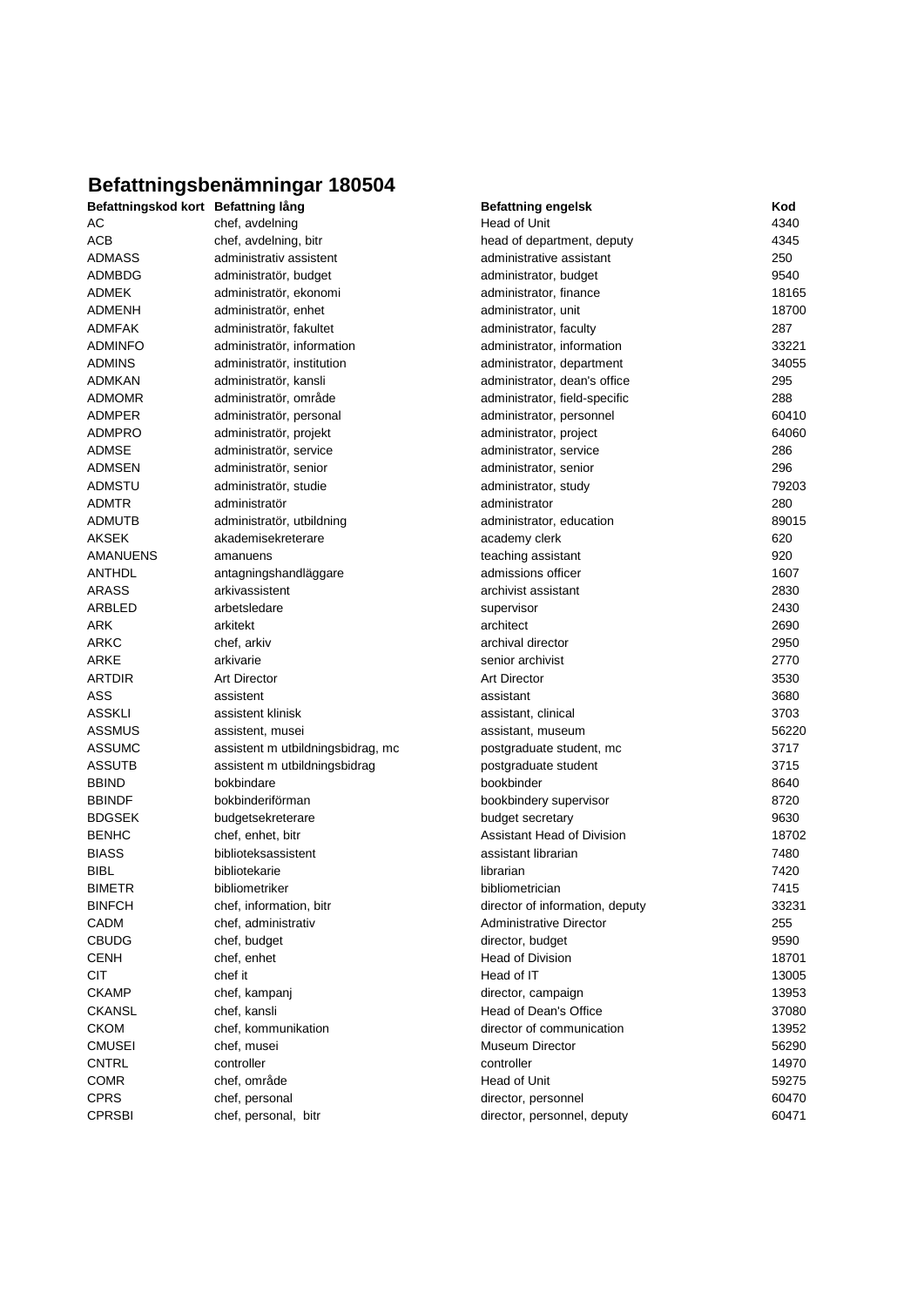## Befattningsbenämningar 180504

| Befattningskod kort | Befattning lång | Befattning engelsk | Kod |
|---|---|---|---|
| AC | chef, avdelning | Head of Unit | 4340 |
| ACB | chef, avdelning, bitr | head of department, deputy | 4345 |
| ADMASS | administrativ assistent | administrative assistant | 250 |
| ADMBDG | administratör, budget | administrator, budget | 9540 |
| ADMEK | administratör, ekonomi | administrator, finance | 18165 |
| ADMENH | administratör, enhet | administrator, unit | 18700 |
| ADMFAK | administratör, fakultet | administrator, faculty | 287 |
| ADMINFO | administratör, information | administrator, information | 33221 |
| ADMINS | administratör, institution | administrator, department | 34055 |
| ADMKAN | administratör, kansli | administrator, dean's office | 295 |
| ADMOMR | administratör, område | administrator, field-specific | 288 |
| ADMPER | administratör, personal | administrator, personnel | 60410 |
| ADMPRO | administratör, projekt | administrator, project | 64060 |
| ADMSE | administratör, service | administrator, service | 286 |
| ADMSEN | administratör, senior | administrator, senior | 296 |
| ADMSTU | administratör, studie | administrator, study | 79203 |
| ADMTR | administratör | administrator | 280 |
| ADMUTB | administratör, utbildning | administrator, education | 89015 |
| AKSEK | akademisekreterare | academy clerk | 620 |
| AMANUENS | amanuens | teaching assistant | 920 |
| ANTHDL | antagningshandläggare | admissions officer | 1607 |
| ARASS | arkivassistent | archivist assistant | 2830 |
| ARBLED | arbetsledare | supervisor | 2430 |
| ARK | arkitekt | architect | 2690 |
| ARKC | chef, arkiv | archival director | 2950 |
| ARKE | arkivarie | senior archivist | 2770 |
| ARTDIR | Art Director | Art Director | 3530 |
| ASS | assistent | assistant | 3680 |
| ASSKLI | assistent klinisk | assistant, clinical | 3703 |
| ASSMUS | assistent, musei | assistant, museum | 56220 |
| ASSUMC | assistent m utbildningsbidrag, mc | postgraduate student, mc | 3717 |
| ASSUTB | assistent m utbildningsbidrag | postgraduate student | 3715 |
| BBIND | bokbindare | bookbinder | 8640 |
| BBINDF | bokbinderiförman | bookbindery supervisor | 8720 |
| BDGSEK | budgetsekreterare | budget secretary | 9630 |
| BENHC | chef, enhet, bitr | Assistant Head of Division | 18702 |
| BIASS | biblioteksassistent | assistant librarian | 7480 |
| BIBL | bibliotekarie | librarian | 7420 |
| BIMETR | bibliometriker | bibliometrician | 7415 |
| BINFCH | chef, information, bitr | director of information, deputy | 33231 |
| CADM | chef, administrativ | Administrative Director | 255 |
| CBUDG | chef, budget | director, budget | 9590 |
| CENH | chef, enhet | Head of Division | 18701 |
| CIT | chef it | Head of IT | 13005 |
| CKAMP | chef, kampanj | director, campaign | 13953 |
| CKANSL | chef, kansli | Head of Dean's Office | 37080 |
| CKOM | chef, kommunikation | director of communication | 13952 |
| CMUSEI | chef, musei | Museum Director | 56290 |
| CNTRL | controller | controller | 14970 |
| COMR | chef, område | Head of Unit | 59275 |
| CPRS | chef, personal | director, personnel | 60470 |
| CPRSBI | chef, personal, bitr | director, personnel, deputy | 60471 |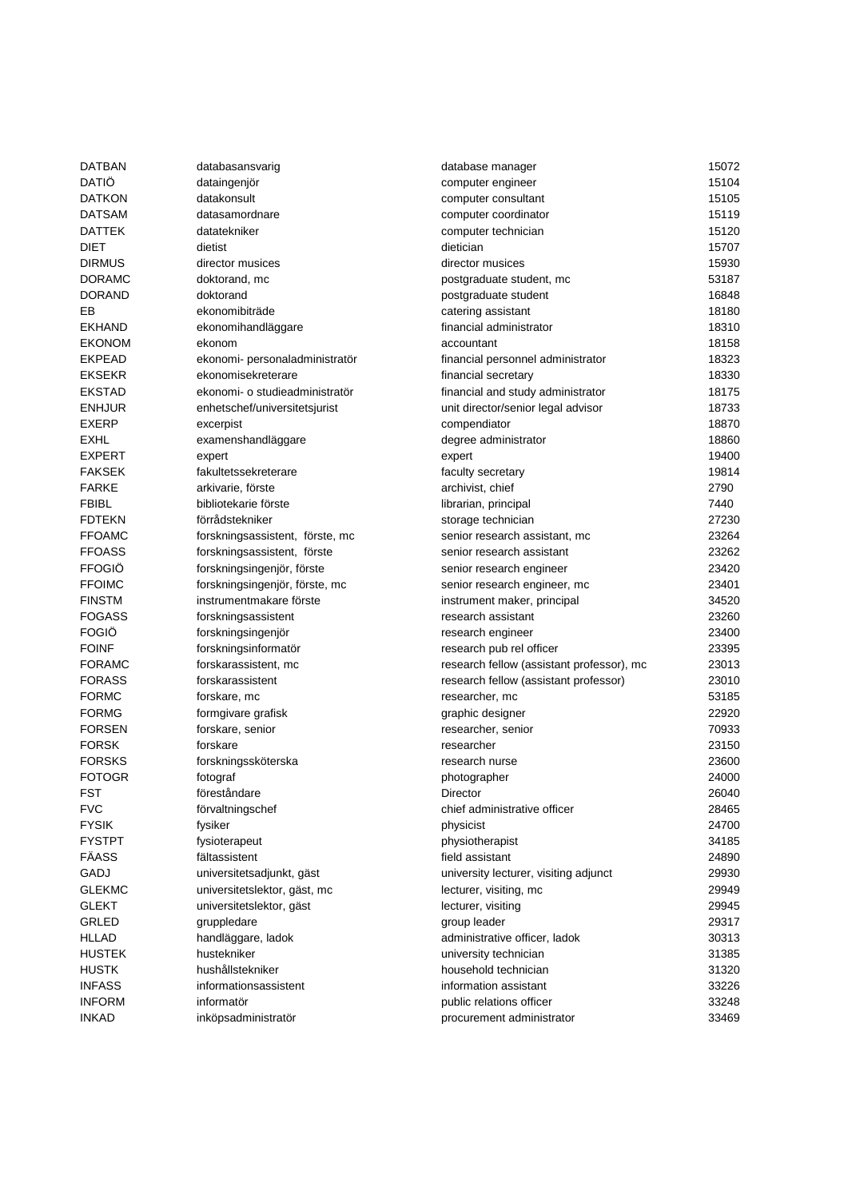| | | | |
|---|---|---|---|
| DATBAN | databasansvarig | database manager | 15072 |
| DATIÖ | dataingenjör | computer engineer | 15104 |
| DATKON | datakonsult | computer consultant | 15105 |
| DATSAM | datasamordnare | computer coordinator | 15119 |
| DATTEK | datatekniker | computer technician | 15120 |
| DIET | dietist | dietician | 15707 |
| DIRMUS | director musices | director musices | 15930 |
| DORAMC | doktorand, mc | postgraduate student, mc | 53187 |
| DORAND | doktorand | postgraduate student | 16848 |
| EB | ekonomibiträde | catering assistant | 18180 |
| EKHAND | ekonomihandläggare | financial administrator | 18310 |
| EKONOM | ekonom | accountant | 18158 |
| EKPEAD | ekonomi- personaladministratör | financial personnel administrator | 18323 |
| EKSEKR | ekonomisekreterare | financial secretary | 18330 |
| EKSTAD | ekonomi- o studieadministratör | financial and study administrator | 18175 |
| ENHJUR | enhetschef/universitetsjurist | unit director/senior legal advisor | 18733 |
| EXERP | excerpist | compendiator | 18870 |
| EXHL | examenshandläggare | degree administrator | 18860 |
| EXPERT | expert | expert | 19400 |
| FAKSEK | fakultetssekreterare | faculty secretary | 19814 |
| FARKE | arkivarie, förste | archivist, chief | 2790 |
| FBIBL | bibliotekarie förste | librarian, principal | 7440 |
| FDTEKN | förrådstekniker | storage technician | 27230 |
| FFOAMC | forskningsassistent, förste, mc | senior research assistant, mc | 23264 |
| FFOASS | forskningsassistent, förste | senior research assistant | 23262 |
| FFOGIÖ | forskningsingenjör, förste | senior research engineer | 23420 |
| FFOIMC | forskningsingenjör, förste, mc | senior research engineer, mc | 23401 |
| FINSTM | instrumentmakare förste | instrument maker, principal | 34520 |
| FOGASS | forskningsassistent | research assistant | 23260 |
| FOGIÖ | forskningsingenjör | research engineer | 23400 |
| FOINF | forskningsinformatör | research pub rel officer | 23395 |
| FORAMC | forskarassistent, mc | research fellow (assistant professor), mc | 23013 |
| FORASS | forskarassistent | research fellow (assistant professor) | 23010 |
| FORMC | forskare, mc | researcher, mc | 53185 |
| FORMG | formgivare grafisk | graphic designer | 22920 |
| FORSEN | forskare, senior | researcher, senior | 70933 |
| FORSK | forskare | researcher | 23150 |
| FORSKS | forskningssköterska | research nurse | 23600 |
| FOTOGR | fotograf | photographer | 24000 |
| FST | föreståndare | Director | 26040 |
| FVC | förvaltningschef | chief administrative officer | 28465 |
| FYSIK | fysiker | physicist | 24700 |
| FYSTPT | fysioterapeut | physiotherapist | 34185 |
| FÄASS | fältassistent | field assistant | 24890 |
| GADJ | universitetsadjunkt, gäst | university lecturer, visiting adjunct | 29930 |
| GLEKMC | universitetslektor, gäst, mc | lecturer, visiting, mc | 29949 |
| GLEKT | universitetslektor, gäst | lecturer, visiting | 29945 |
| GRLED | gruppledare | group leader | 29317 |
| HLLAD | handläggare, ladok | administrative officer, ladok | 30313 |
| HUSTEK | hustekniker | university technician | 31385 |
| HUSTK | hushållstekniker | household technician | 31320 |
| INFASS | informationsassistent | information assistant | 33226 |
| INFORM | informatör | public relations officer | 33248 |
| INKAD | inköpsadministratör | procurement administrator | 33469 |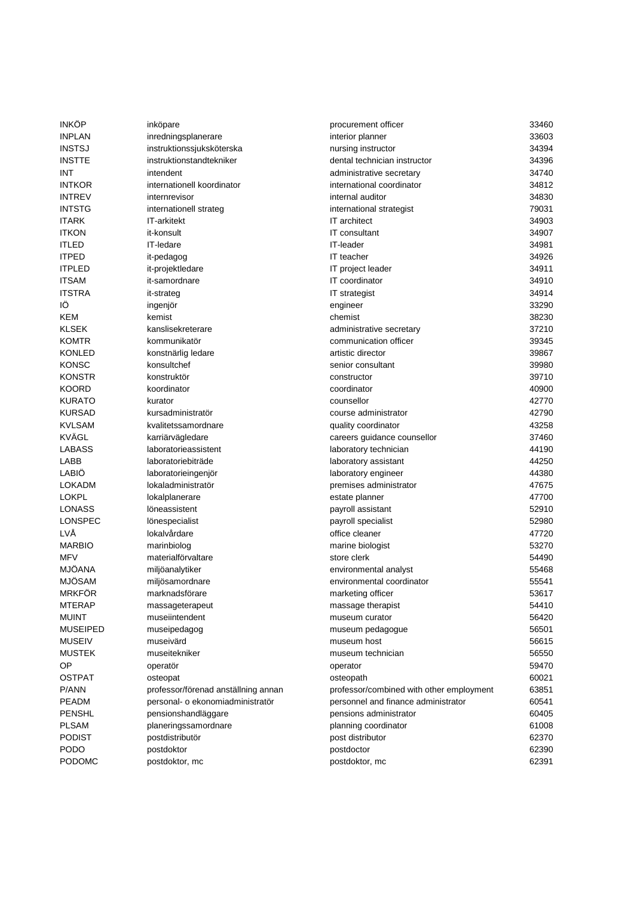| | | | |
|---|---|---|---|
| INKÖP | inköpare | procurement officer | 33460 |
| INPLAN | inredningsplanerare | interior planner | 33603 |
| INSTSJ | instruktionssjuksköterska | nursing instructor | 34394 |
| INSTTE | instruktionstandtekniker | dental technician instructor | 34396 |
| INT | intendent | administrative secretary | 34740 |
| INTKOR | internationell koordinator | international coordinator | 34812 |
| INTREV | internrevisor | internal auditor | 34830 |
| INTSTG | internationell strateg | international strategist | 79031 |
| ITARK | IT-arkitekt | IT architect | 34903 |
| ITKON | it-konsult | IT consultant | 34907 |
| ITLED | IT-ledare | IT-leader | 34981 |
| ITPED | it-pedagog | IT teacher | 34926 |
| ITPLED | it-projektledare | IT project leader | 34911 |
| ITSAM | it-samordnare | IT coordinator | 34910 |
| ITSTRA | it-strateg | IT strategist | 34914 |
| IÖ | ingenjör | engineer | 33290 |
| KEM | kemist | chemist | 38230 |
| KLSEK | kanslisekreterare | administrative secretary | 37210 |
| KOMTR | kommunikatör | communication officer | 39345 |
| KONLED | konstnärlig ledare | artistic director | 39867 |
| KONSC | konsultchef | senior consultant | 39980 |
| KONSTR | konstruktör | constructor | 39710 |
| KOORD | koordinator | coordinator | 40900 |
| KURATO | kurator | counsellor | 42770 |
| KURSAD | kursadministratör | course administrator | 42790 |
| KVLSAM | kvalitetssamordnare | quality coordinator | 43258 |
| KVÄGL | karriärvägledare | careers guidance counsellor | 37460 |
| LABASS | laboratorieassistent | laboratory technician | 44190 |
| LABB | laboratoriebiträde | laboratory assistant | 44250 |
| LABIÖ | laboratorieingenjör | laboratory engineer | 44380 |
| LOKADM | lokaladministratör | premises administrator | 47675 |
| LOKPL | lokalplanerare | estate planner | 47700 |
| LONASS | löneassistent | payroll assistant | 52910 |
| LONSPEC | lönespecialist | payroll specialist | 52980 |
| LVÅ | lokalvårdare | office cleaner | 47720 |
| MARBIO | marinbiolog | marine biologist | 53270 |
| MFV | materialförvaltare | store clerk | 54490 |
| MJÖANA | miljöanalytiker | environmental analyst | 55468 |
| MJÖSAM | miljösamordnare | environmental coordinator | 55541 |
| MRKFÖR | marknadsförare | marketing officer | 53617 |
| MTERAP | massageterapeut | massage therapist | 54410 |
| MUINT | museiintendent | museum curator | 56420 |
| MUSEIPED | museipedagog | museum pedagogue | 56501 |
| MUSEIV | museivärd | museum host | 56615 |
| MUSTEK | museitekniker | museum technician | 56550 |
| OP | operatör | operator | 59470 |
| OSTPAT | osteopat | osteopath | 60021 |
| P/ANN | professor/förenad anställning annan | professor/combined with other employment | 63851 |
| PEADM | personal- o ekonomiadministratör | personnel and finance administrator | 60541 |
| PENSHL | pensionshandläggare | pensions administrator | 60405 |
| PLSAM | planeringssamordnare | planning coordinator | 61008 |
| PODIST | postdistributör | post distributor | 62370 |
| PODO | postdoktor | postdoctor | 62390 |
| PODOMC | postdoktor, mc | postdoktor, mc | 62391 |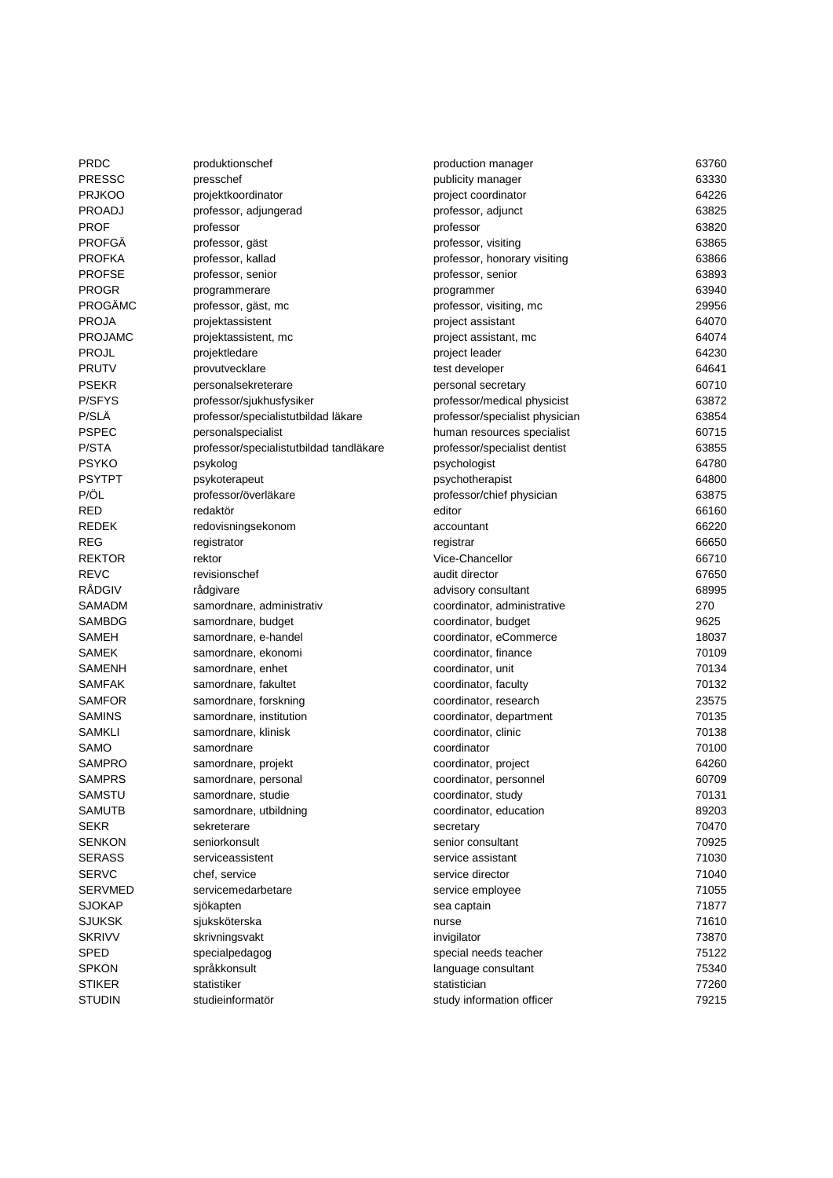| | | | |
|---|---|---|---|
| PRDC | produktionschef | production manager | 63760 |
| PRESSC | presschef | publicity manager | 63330 |
| PRJKOO | projektkoordinator | project coordinator | 64226 |
| PROADJ | professor, adjungerad | professor, adjunct | 63825 |
| PROF | professor | professor | 63820 |
| PROFGÄ | professor, gäst | professor, visiting | 63865 |
| PROFKA | professor, kallad | professor, honorary visiting | 63866 |
| PROFSE | professor, senior | professor, senior | 63893 |
| PROGR | programmerare | programmer | 63940 |
| PROGÄMC | professor, gäst, mc | professor, visiting, mc | 29956 |
| PROJA | projektassistent | project assistant | 64070 |
| PROJAMC | projektassistent, mc | project assistant, mc | 64074 |
| PROJL | projektledare | project leader | 64230 |
| PRUTV | provutvecklare | test developer | 64641 |
| PSEKR | personalsekreterare | personal secretary | 60710 |
| P/SFYS | professor/sjukhusfysiker | professor/medical physicist | 63872 |
| P/SLÄ | professor/specialistutbildad läkare | professor/specialist physician | 63854 |
| PSPEC | personalspecialist | human resources specialist | 60715 |
| P/STA | professor/specialistutbildad tandläkare | professor/specialist dentist | 63855 |
| PSYKO | psykolog | psychologist | 64780 |
| PSYTPT | psykoterapeut | psychotherapist | 64800 |
| P/ÖL | professor/överläkare | professor/chief physician | 63875 |
| RED | redaktör | editor | 66160 |
| REDEK | redovisningsekonom | accountant | 66220 |
| REG | registrator | registrar | 66650 |
| REKTOR | rektor | Vice-Chancellor | 66710 |
| REVC | revisionschef | audit director | 67650 |
| RÅDGIV | rådgivare | advisory consultant | 68995 |
| SAMADM | samordnare, administrativ | coordinator, administrative | 270 |
| SAMBDG | samordnare, budget | coordinator, budget | 9625 |
| SAMEH | samordnare, e-handel | coordinator, eCommerce | 18037 |
| SAMEK | samordnare, ekonomi | coordinator, finance | 70109 |
| SAMENH | samordnare, enhet | coordinator, unit | 70134 |
| SAMFAK | samordnare, fakultet | coordinator, faculty | 70132 |
| SAMFOR | samordnare, forskning | coordinator, research | 23575 |
| SAMINS | samordnare, institution | coordinator, department | 70135 |
| SAMKLI | samordnare, klinisk | coordinator, clinic | 70138 |
| SAMO | samordnare | coordinator | 70100 |
| SAMPRO | samordnare, projekt | coordinator, project | 64260 |
| SAMPRS | samordnare, personal | coordinator, personnel | 60709 |
| SAMSTU | samordnare, studie | coordinator, study | 70131 |
| SAMUTB | samordnare, utbildning | coordinator, education | 89203 |
| SEKR | sekreterare | secretary | 70470 |
| SENKON | seniorkonsult | senior consultant | 70925 |
| SERASS | serviceassistent | service assistant | 71030 |
| SERVC | chef, service | service director | 71040 |
| SERVMED | servicemedarbetare | service employee | 71055 |
| SJOKAP | sjökapten | sea captain | 71877 |
| SJUKSK | sjuksköterska | nurse | 71610 |
| SKRIVV | skrivningsvakt | invigilator | 73870 |
| SPED | specialpedagog | special needs teacher | 75122 |
| SPKON | språkkonsult | language consultant | 75340 |
| STIKER | statistiker | statistician | 77260 |
| STUDIN | studieinformatör | study information officer | 79215 |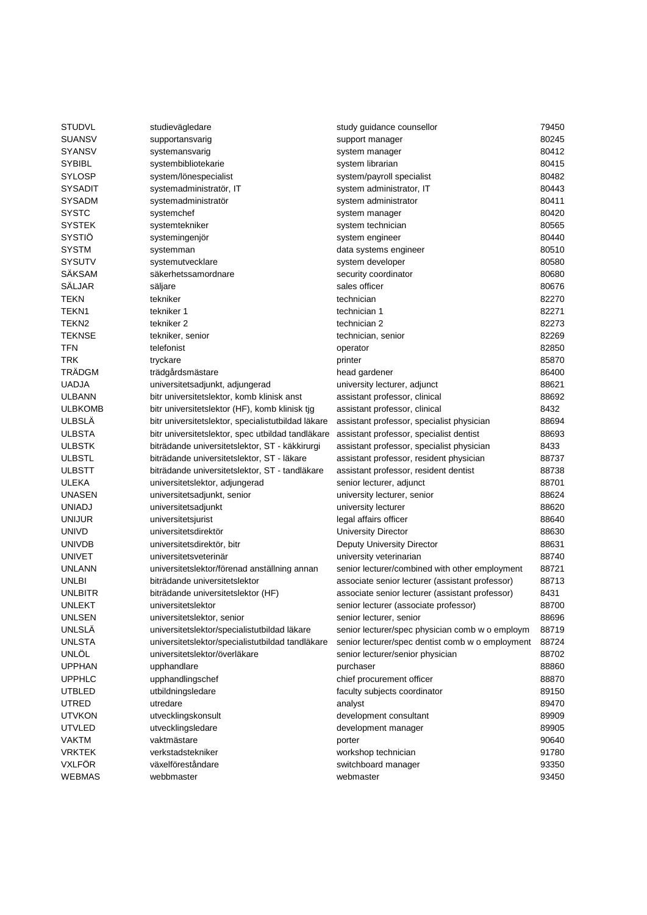| | | | |
|---|---|---|---|
| STUDVL | studievägledare | study guidance counsellor | 79450 |
| SUANSV | supportansvarig | support manager | 80245 |
| SYANSV | systemansvarig | system manager | 80412 |
| SYBIBL | systembibliotekarie | system librarian | 80415 |
| SYLOSP | system/lönespecialist | system/payroll specialist | 80482 |
| SYSADIT | systemadministratör, IT | system administrator, IT | 80443 |
| SYSADM | systemadministratör | system administrator | 80411 |
| SYSTC | systemchef | system manager | 80420 |
| SYSTEK | systemtekniker | system technician | 80565 |
| SYSTIÖ | systemingenjör | system engineer | 80440 |
| SYSTM | systemman | data systems engineer | 80510 |
| SYSUTV | systemutvecklare | system developer | 80580 |
| SÄKSAM | säkerhetssamordnare | security coordinator | 80680 |
| SÄLJAR | säljare | sales officer | 80676 |
| TEKN | tekniker | technician | 82270 |
| TEKN1 | tekniker 1 | technician 1 | 82271 |
| TEKN2 | tekniker 2 | technician 2 | 82273 |
| TEKNSE | tekniker, senior | technician, senior | 82269 |
| TFN | telefonist | operator | 82850 |
| TRK | tryckare | printer | 85870 |
| TRÄDGM | trädgårdsmästare | head gardener | 86400 |
| UADJA | universitetsadjunkt, adjungerad | university lecturer, adjunct | 88621 |
| ULBANN | bitr universitetslektor, komb klinisk anst | assistant professor, clinical | 88692 |
| ULBKOMB | bitr universitetslektor (HF), komb klinisk tjg | assistant professor, clinical | 8432 |
| ULBSLÄ | bitr universitetslektor, specialistutbildad läkare | assistant professor, specialist physician | 88694 |
| ULBSTA | bitr universitetslektor, spec utbildad tandläkare | assistant professor, specialist dentist | 88693 |
| ULBSTK | biträdande universitetslektor, ST - käkkirurgi | assistant professor, specialist physician | 8433 |
| ULBSTL | biträdande universitetslektor, ST - läkare | assistant professor, resident physician | 88737 |
| ULBSTT | biträdande universitetslektor, ST - tandläkare | assistant professor, resident dentist | 88738 |
| ULEKA | universitetslektor, adjungerad | senior lecturer, adjunct | 88701 |
| UNASEN | universitetsadjunkt, senior | university lecturer, senior | 88624 |
| UNIADJ | universitetsadjunkt | university lecturer | 88620 |
| UNIJUR | universitetsjurist | legal affairs officer | 88640 |
| UNIVD | universitetsdirektör | University Director | 88630 |
| UNIVDB | universitetsdirektör, bitr | Deputy University Director | 88631 |
| UNIVET | universitetsveterinär | university veterinarian | 88740 |
| UNLANN | universitetslektor/förenad anställning annan | senior lecturer/combined with other employment | 88721 |
| UNLBI | biträdande universitetslektor | associate senior lecturer (assistant professor) | 88713 |
| UNLBITR | biträdande universitetslektor (HF) | associate senior lecturer (assistant professor) | 8431 |
| UNLEKT | universitetslektor | senior lecturer (associate professor) | 88700 |
| UNLSEN | universitetslektor, senior | senior lecturer, senior | 88696 |
| UNLSLÄ | universitetslektor/specialistutbildad läkare | senior lecturer/spec physician comb w o employm | 88719 |
| UNLSTA | universitetslektor/specialistutbildad tandläkare | senior lecturer/spec dentist comb w o employment | 88724 |
| UNLÖL | universitetslektor/överläkare | senior lecturer/senior physician | 88702 |
| UPPHAN | upphandlare | purchaser | 88860 |
| UPPHLC | upphandlingschef | chief procurement officer | 88870 |
| UTBLED | utbildningsledare | faculty subjects coordinator | 89150 |
| UTRED | utredare | analyst | 89470 |
| UTVKON | utvecklingskonsult | development consultant | 89909 |
| UTVLED | utvecklingsledare | development manager | 89905 |
| VAKTM | vaktmästare | porter | 90640 |
| VRKTEK | verkstadstekniker | workshop technician | 91780 |
| VXLFÖR | växelföreståndare | switchboard manager | 93350 |
| WEBMAS | webbmaster | webmaster | 93450 |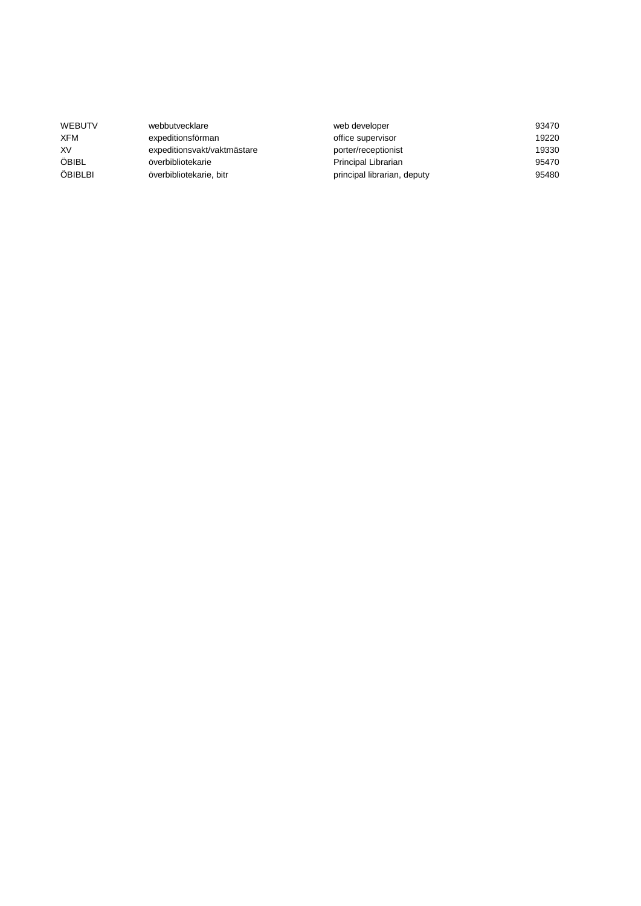| | | | |
|---|---|---|---|
| WEBUTV | webbutvecklare | web developer | 93470 |
| XFM | expeditionsförman | office supervisor | 19220 |
| XV | expeditionsvakt/vaktmästare | porter/receptionist | 19330 |
| ÖBIBL | överbibliotekarie | Principal Librarian | 95470 |
| ÖBIBLBI | överbibliotekarie, bitr | principal librarian, deputy | 95480 |